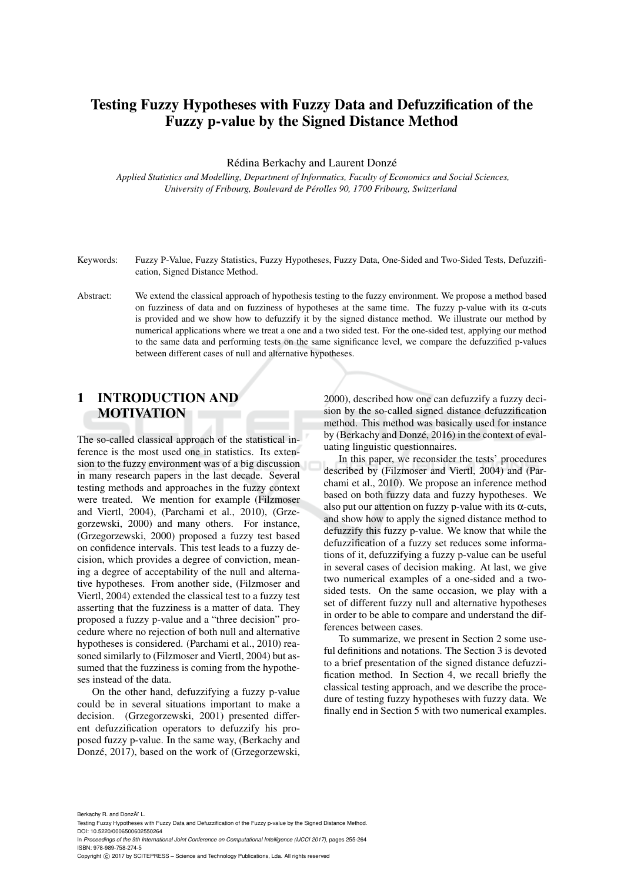# Testing Fuzzy Hypotheses with Fuzzy Data and Defuzzification of the Fuzzy p-value by the Signed Distance Method

Rédina Berkachy and Laurent Donzé

*Applied Statistics and Modelling, Department of Informatics, Faculty of Economics and Social Sciences, University of Fribourg, Boulevard de Pérolles 90, 1700 Fribourg, Switzerland*

Keywords: Fuzzy P-Value, Fuzzy Statistics, Fuzzy Hypotheses, Fuzzy Data, One-Sided and Two-Sided Tests, Defuzzification, Signed Distance Method.

Abstract: We extend the classical approach of hypothesis testing to the fuzzy environment. We propose a method based on fuzziness of data and on fuzziness of hypotheses at the same time. The fuzzy p-value with its $\alpha$-cuts is provided and we show how to defuzzify it by the signed distance method. We illustrate our method by numerical applications where we treat a one and a two sided test. For the one-sided test, applying our method to the same data and performing tests on the same significance level, we compare the defuzzified p-values between different cases of null and alternative hypotheses.

## 1 INTRODUCTION AND MOTIVATION

The so-called classical approach of the statistical inference is the most used one in statistics. Its extension to the fuzzy environment was of a big discussion in many research papers in the last decade. Several testing methods and approaches in the fuzzy context were treated. We mention for example (Filzmoser and Viertl, 2004), (Parchami et al., 2010), (Grzegorzewski, 2000) and many others. For instance, (Grzegorzewski, 2000) proposed a fuzzy test based on confidence intervals. This test leads to a fuzzy decision, which provides a degree of conviction, meaning a degree of acceptability of the null and alternative hypotheses. From another side, (Filzmoser and Viertl, 2004) extended the classical test to a fuzzy test asserting that the fuzziness is a matter of data. They proposed a fuzzy p-value and a "three decision" procedure where no rejection of both null and alternative hypotheses is considered. (Parchami et al., 2010) reasoned similarly to (Filzmoser and Viertl, 2004) but assumed that the fuzziness is coming from the hypotheses instead of the data.

On the other hand, defuzzifying a fuzzy p-value could be in several situations important to make a decision. (Grzegorzewski, 2001) presented different defuzzification operators to defuzzify his proposed fuzzy p-value. In the same way, (Berkachy and Donzé, 2017), based on the work of (Grzegorzewski, 2000), described how one can defuzzify a fuzzy decision by the so-called signed distance defuzzification method. This method was basically used for instance by (Berkachy and Donzé, 2016) in the context of evaluating linguistic questionnaires.

In this paper, we reconsider the tests' procedures described by (Filzmoser and Viertl, 2004) and (Parchami et al., 2010). We propose an inference method based on both fuzzy data and fuzzy hypotheses. We also put our attention on fuzzy p-value with its $\alpha$-cuts, and show how to apply the signed distance method to defuzzify this fuzzy p-value. We know that while the defuzzification of a fuzzy set reduces some informations of it, defuzzifying a fuzzy p-value can be useful in several cases of decision making. At last, we give two numerical examples of a one-sided and a two-sided tests. On the same occasion, we play with a set of different fuzzy null and alternative hypotheses in order to be able to compare and understand the differences between cases.

To summarize, we present in Section 2 some useful definitions and notations. The Section 3 is devoted to a brief presentation of the signed distance defuzzification method. In Section 4, we recall briefly the classical testing approach, and we describe the procedure of testing fuzzy hypotheses with fuzzy data. We finally end in Section 5 with two numerical examples.

Berkachy R. and DonzÃl' L.
Testing Fuzzy Hypotheses with Fuzzy Data and Defuzzification of the Fuzzy p-value by the Signed Distance Method.
DOI: 10.5220/0006500602550264
In *Proceedings of the 9th International Joint Conference on Computational Intelligence (IJCCI 2017)*, pages 255-264
ISBN: 978-989-758-274-5
Copyright © 2017 by SCITEPRESS – Science and Technology Publications, Lda. All rights reserved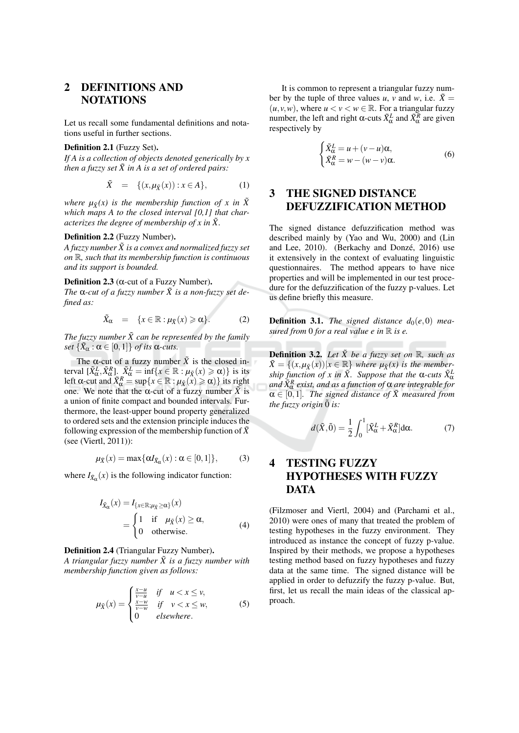## 2 DEFINITIONS AND NOTATIONS

Let us recall some fundamental definitions and notations useful in further sections.

**Definition 2.1** (Fuzzy Set).
*If A is a collection of objects denoted generically by x then a fuzzy set $\tilde{X}$ in A is a set of ordered pairs:*

$$\tilde{X} \quad = \quad \{(x, \mu_{\tilde{X}}(x)) : x \in A\}, \tag{1}$$

*where $\mu_{\tilde{X}}(x)$ is the membership function of x in $\tilde{X}$ which maps A to the closed interval [0,1] that characterizes the degree of membership of x in $\tilde{X}$.*

**Definition 2.2** (Fuzzy Number).
*A fuzzy number $\tilde{X}$ is a convex and normalized fuzzy set on $\mathbb{R}$, such that its membership function is continuous and its support is bounded.*

**Definition 2.3** ($\alpha$-cut of a Fuzzy Number).
*The $\alpha$-cut of a fuzzy number $\tilde{X}$ is a non-fuzzy set defined as:*

$$\tilde{X}_\alpha \quad = \quad \{x \in \mathbb{R} : \mu_{\tilde{X}}(x) \geqslant \alpha\}. \tag{2}$$

*The fuzzy number $\tilde{X}$ can be represented by the family set $\{\tilde{X}_\alpha : \alpha \in [0,1]\}$ of its $\alpha$-cuts.*

The $\alpha$-cut of a fuzzy number $\tilde{X}$ is the closed interval $[\tilde{X}^L_\alpha, \tilde{X}^R_\alpha]$. $\tilde{X}^L_\alpha = \inf\{x \in \mathbb{R} : \mu_{\tilde{X}}(x) \geqslant \alpha)\}$ is its left $\alpha$-cut and $\tilde{X}^R_\alpha = \sup\{x \in \mathbb{R} : \mu_{\tilde{X}}(x) \geqslant \alpha)\}$ its right one. We note that the $\alpha$-cut of a fuzzy number $\tilde{X}$ is a union of finite compact and bounded intervals. Furthermore, the least-upper bound property generalized to ordered sets and the extension principle induces the following expression of the membership function of $\tilde{X}$ (see (Viertl, 2011)):

$$\mu_{\tilde{X}}(x) = \max\{\alpha I_{\tilde{X}_\alpha}(x) : \alpha \in [0,1]\}, \tag{3}$$

where $I_{\tilde{X}_\alpha}(x)$ is the following indicator function:

$$I_{\tilde{X}_\alpha}(x) = I_{\{x \in \mathbb{R}; \mu_{\tilde{X}} \geq \alpha\}}(x) = \begin{cases} 1 & \text{if} \quad \mu_{\tilde{X}}(x) \geq \alpha, \\ 0 & \text{otherwise.} \end{cases} \tag{4}$$

**Definition 2.4** (Triangular Fuzzy Number).
*A triangular fuzzy number $\tilde{X}$ is a fuzzy number with membership function given as follows:*

$$\mu_{\tilde{X}}(x) = \begin{cases} \frac{x-u}{v-u} & \text{if} \quad u < x \leq v, \\ \frac{x-w}{v-w} & \text{if} \quad v < x \leq w, \\ 0 & \text{elsewhere}. \end{cases} \tag{5}$$

It is common to represent a triangular fuzzy number by the tuple of three values $u$, $v$ and $w$, i.e. $\tilde{X} = (u, v, w)$, where $u < v < w \in \mathbb{R}$. For a triangular fuzzy number, the left and right $\alpha$-cuts $\tilde{X}^L_\alpha$ and $\tilde{X}^R_\alpha$ are given respectively by

$$\begin{cases} \tilde{X}^L_\alpha = u + (v-u)\alpha, \\ \tilde{X}^R_\alpha = w - (w-v)\alpha. \end{cases} \tag{6}$$

## 3 THE SIGNED DISTANCE DEFUZZIFICATION METHOD

The signed distance defuzzification method was described mainly by (Yao and Wu, 2000) and (Lin and Lee, 2010). (Berkachy and Donzé, 2016) use it extensively in the context of evaluating linguistic questionnaires. The method appears to have nice properties and will be implemented in our test procedure for the defuzzification of the fuzzy p-values. Let us define briefly this measure.

**Definition 3.1.** *The signed distance $d_0(e, 0)$ measured from 0 for a real value e in $\mathbb{R}$ is e.*

**Definition 3.2.** *Let $\tilde{X}$ be a fuzzy set on $\mathbb{R}$, such as $\tilde{X} = \{(x, \mu_{\tilde{X}}(x)) | x \in \mathbb{R}\}$ where $\mu_{\tilde{X}}(x)$ is the membership function of x in $\tilde{X}$. Suppose that the $\alpha$-cuts $\tilde{X}^L_\alpha$ and $\tilde{X}^R_\alpha$ exist, and as a function of $\alpha$ are integrable for $\alpha \in [0,1]$. The signed distance of $\tilde{X}$ measured from the fuzzy origin $\tilde{0}$ is:*

$$d(\tilde{X}, \tilde{0}) = \frac{1}{2} \int_0^1 [\tilde{X}^L_\alpha + \tilde{X}^R_\alpha] d\alpha. \tag{7}$$

## 4 TESTING FUZZY HYPOTHESES WITH FUZZY DATA

(Filzmoser and Viertl, 2004) and (Parchami et al., 2010) were ones of many that treated the problem of testing hypotheses in the fuzzy environment. They introduced as instance the concept of fuzzy p-value. Inspired by their methods, we propose a hypotheses testing method based on fuzzy hypotheses and fuzzy data at the same time. The signed distance will be applied in order to defuzzify the fuzzy p-value. But, first, let us recall the main ideas of the classical approach.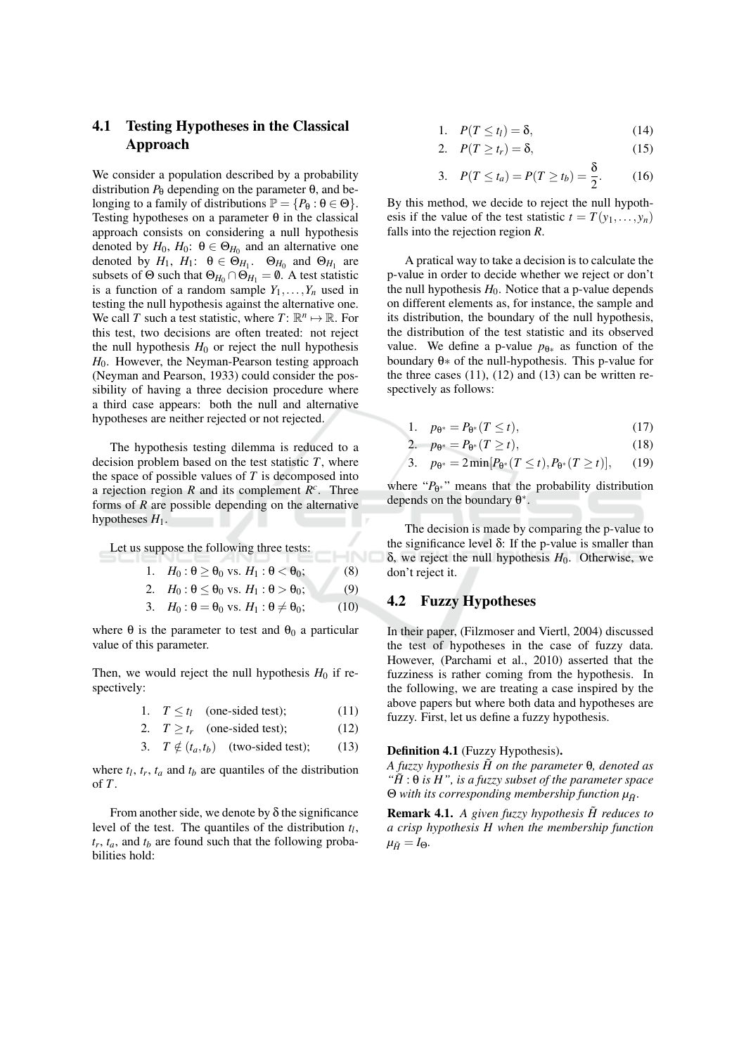### 4.1 Testing Hypotheses in the Classical Approach

We consider a population described by a probability distribution $P_\theta$ depending on the parameter $\theta$, and belonging to a family of distributions $\mathbb{P} = \{P_\theta : \theta \in \Theta\}$. Testing hypotheses on a parameter $\theta$ in the classical approach consists on considering a null hypothesis denoted by $H_0$, $H_0$: $\theta \in \Theta_{H_0}$ and an alternative one denoted by $H_1$, $H_1$: $\theta \in \Theta_{H_1}$. $\Theta_{H_0}$ and $\Theta_{H_1}$ are subsets of $\Theta$ such that $\Theta_{H_0} \cap \Theta_{H_1} = \emptyset$. A test statistic is a function of a random sample $Y_1, \ldots, Y_n$ used in testing the null hypothesis against the alternative one. We call $T$ such a test statistic, where $T: \mathbb{R}^n \mapsto \mathbb{R}$. For this test, two decisions are often treated: not reject the null hypothesis $H_0$ or reject the null hypothesis $H_0$. However, the Neyman-Pearson testing approach (Neyman and Pearson, 1933) could consider the possibility of having a three decision procedure where a third case appears: both the null and alternative hypotheses are neither rejected or not rejected.

The hypothesis testing dilemma is reduced to a decision problem based on the test statistic $T$, where the space of possible values of $T$ is decomposed into a rejection region $R$ and its complement $R^c$. Three forms of $R$ are possible depending on the alternative hypotheses $H_1$.

Let us suppose the following three tests:

1. $H_0 : \theta \geq \theta_0$ vs. $H_1 : \theta < \theta_0$; (8)
2. $H_0 : \theta \leq \theta_0$ vs. $H_1 : \theta > \theta_0$; (9)
3. $H_0 : \theta = \theta_0$ vs. $H_1 : \theta \neq \theta_0$; (10)

where $\theta$ is the parameter to test and $\theta_0$ a particular value of this parameter.

Then, we would reject the null hypothesis $H_0$ if respectively:

1. $T \leq t_l$ (one-sided test); (11)
2. $T \geq t_r$ (one-sided test); (12)
3. $T \notin (t_a, t_b)$ (two-sided test); (13)

where $t_l$, $t_r$, $t_a$ and $t_b$ are quantiles of the distribution of $T$.

From another side, we denote by $\delta$ the significance level of the test. The quantiles of the distribution $t_l$, $t_r$, $t_a$, and $t_b$ are found such that the following probabilities hold:

1. $P(T \leq t_l) = \delta$, (14)
2. $P(T \geq t_r) = \delta$, (15)
3. $P(T \leq t_a) = P(T \geq t_b) = \dfrac{\delta}{2}$. (16)

By this method, we decide to reject the null hypothesis if the value of the test statistic $t = T(y_1, \ldots, y_n)$ falls into the rejection region $R$.

A pratical way to take a decision is to calculate the p-value in order to decide whether we reject or don't the null hypothesis $H_0$. Notice that a p-value depends on different elements as, for instance, the sample and its distribution, the boundary of the null hypothesis, the distribution of the test statistic and its observed value. We define a p-value $p_{\theta*}$ as function of the boundary $\theta*$ of the null-hypothesis. This p-value for the three cases (11), (12) and (13) can be written respectively as follows:

1. $p_{\theta^*} = P_{\theta^*}(T \leq t)$, (17)
2. $p_{\theta^*} = P_{\theta^*}(T \geq t)$, (18)
3. $p_{\theta^*} = 2\min[P_{\theta^*}(T \leq t), P_{\theta^*}(T \geq t)]$, (19)

where "$P_{\theta^*}$" means that the probability distribution depends on the boundary $\theta^*$.

The decision is made by comparing the p-value to the significance level $\delta$: If the p-value is smaller than $\delta$, we reject the null hypothesis $H_0$. Otherwise, we don't reject it.

### 4.2 Fuzzy Hypotheses

In their paper, (Filzmoser and Viertl, 2004) discussed the test of hypotheses in the case of fuzzy data. However, (Parchami et al., 2010) asserted that the fuzziness is rather coming from the hypothesis. In the following, we are treating a case inspired by the above papers but where both data and hypotheses are fuzzy. First, let us define a fuzzy hypothesis.

**Definition 4.1** (Fuzzy Hypothesis)**.**
*A fuzzy hypothesis $\tilde{H}$ on the parameter $\theta$, denoted as "$\tilde{H} : \theta$ is $H$", is a fuzzy subset of the parameter space $\Theta$ with its corresponding membership function $\mu_{\tilde{H}}$.*

**Remark 4.1.** *A given fuzzy hypothesis $\tilde{H}$ reduces to a crisp hypothesis $H$ when the membership function $\mu_{\tilde{H}} = I_\Theta$.*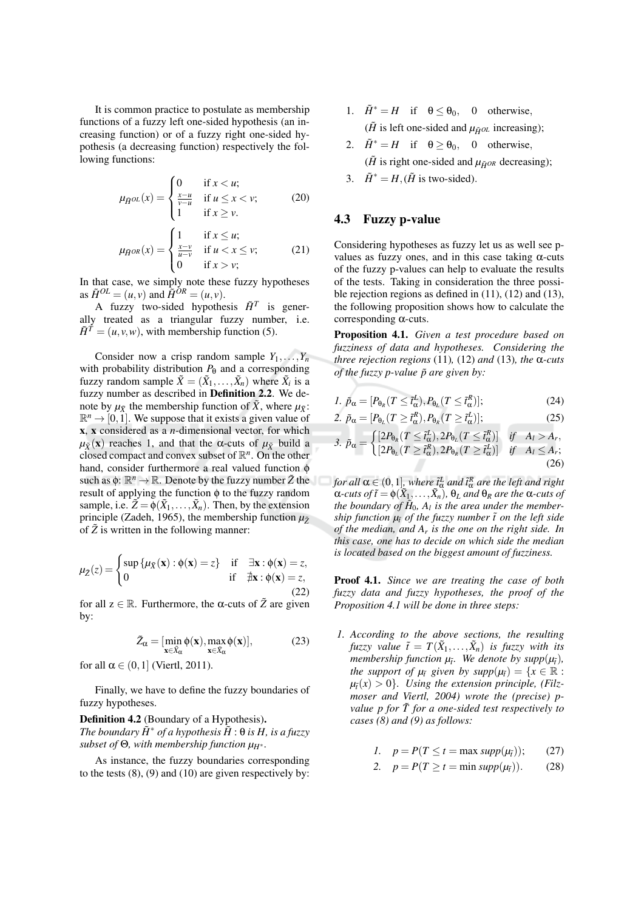It is common practice to postulate as membership functions of a fuzzy left one-sided hypothesis (an increasing function) or of a fuzzy right one-sided hypothesis (a decreasing function) respectively the following functions:

$$\mu_{\tilde{H}^{OL}}(x) = \begin{cases} 0 & \text{if } x < u; \\ \frac{x-u}{v-u} & \text{if } u \leq x < v; \\ 1 & \text{if } x \geq v. \end{cases} \quad (20)$$

$$\mu_{\tilde{H}^{OR}}(x) = \begin{cases} 1 & \text{if } x \leq u; \\ \frac{x-v}{u-v} & \text{if } u < x \leq v; \\ 0 & \text{if } x > v; \end{cases} \quad (21)$$

In that case, we simply note these fuzzy hypotheses as $\tilde{H}^{OL} = (u,v)$ and $\tilde{H}^{OR} = (u,v)$.

A fuzzy two-sided hypothesis $\tilde{H}^T$ is generally treated as a triangular fuzzy number, i.e. $\tilde{H}^T = (u,v,w)$, with membership function (5).

Consider now a crisp random sample $Y_1,\ldots,Y_n$ with probability distribution $P_\theta$ and a corresponding fuzzy random sample $\tilde{X} = (\tilde{X}_1,\ldots,\tilde{X}_n)$ where $\tilde{X}_i$ is a fuzzy number as described in **Definition 2.2**. We denote by $\mu_{\tilde{X}}$ the membership function of $\tilde{X}$, where $\mu_{\tilde{X}}$: $\mathbb{R}^n \to [0,1]$. We suppose that it exists a given value of **x**, **x** considered as a $n$-dimensional vector, for which $\mu_{\tilde{X}}(\mathbf{x})$ reaches 1, and that the α-cuts of $\mu_{\tilde{X}}$ build a closed compact and convex subset of $\mathbb{R}^n$. On the other hand, consider furthermore a real valued function $\phi$ such as $\phi$: $\mathbb{R}^n \to \mathbb{R}$. Denote by the fuzzy number $\tilde{Z}$ the result of applying the function $\phi$ to the fuzzy random sample, i.e. $\tilde{Z} = \phi(\tilde{X}_1,\ldots,\tilde{X}_n)$. Then, by the extension principle (Zadeh, 1965), the membership function $\mu_{\tilde{Z}}$ of $\tilde{Z}$ is written in the following manner:

$$\mu_{\tilde{Z}}(z) = \begin{cases} \sup\{\mu_{\tilde{X}}(\mathbf{x}) : \phi(\mathbf{x}) = z\} & \text{if } \exists \mathbf{x} : \phi(\mathbf{x}) = z, \\ 0 & \text{if } \nexists \mathbf{x} : \phi(\mathbf{x}) = z, \end{cases} \quad (22)$$

for all $z \in \mathbb{R}$. Furthermore, the α-cuts of $\tilde{Z}$ are given by:

$$\tilde{Z}_\alpha = [\min_{\mathbf{x}\in\tilde{X}_\alpha} \phi(\mathbf{x}), \max_{\mathbf{x}\in\tilde{X}_\alpha} \phi(\mathbf{x})], \quad (23)$$

for all $\alpha \in (0,1]$ (Viertl, 2011).

Finally, we have to define the fuzzy boundaries of fuzzy hypotheses.

**Definition 4.2** (Boundary of a Hypothesis). *The boundary $\tilde{H}^*$ of a hypothesis $\tilde{H} : \theta$ is $H$, is a fuzzy subset of $\Theta$, with membership function $\mu_{H^*}$.*

As instance, the fuzzy boundaries corresponding to the tests (8), (9) and (10) are given respectively by:

1. $\tilde{H}^* = H \quad \text{if} \quad \theta \leq \theta_0, \quad 0 \quad \text{otherwise},$
   ($\tilde{H}$ is left one-sided and $\mu_{\tilde{H}^{OL}}$ increasing);
2. $\tilde{H}^* = H \quad \text{if} \quad \theta \geq \theta_0, \quad 0 \quad \text{otherwise},$
   ($\tilde{H}$ is right one-sided and $\mu_{\tilde{H}^{OR}}$ decreasing);
3. $\tilde{H}^* = H$, ($\tilde{H}$ is two-sided).

## 4.3 Fuzzy p-value

Considering hypotheses as fuzzy let us as well see p-values as fuzzy ones, and in this case taking α-cuts of the fuzzy p-values can help to evaluate the results of the tests. Taking in consideration the three possible rejection regions as defined in (11), (12) and (13), the following proposition shows how to calculate the corresponding α-cuts.

**Proposition 4.1.** *Given a test procedure based on fuzziness of data and hypotheses. Considering the three rejection regions* (11)*,* (12) *and* (13)*, the α-cuts of the fuzzy p-value $\tilde{p}$ are given by:*

1. $\tilde{p}_\alpha = [P_{\theta_R}(T \leq \tilde{t}^L_\alpha), P_{\theta_L}(T \leq \tilde{t}^R_\alpha)];$ (24)
2. $\tilde{p}_\alpha = [P_{\theta_L}(T \geq \tilde{t}^R_\alpha), P_{\theta_R}(T \geq \tilde{t}^L_\alpha)];$ (25)
3. $\tilde{p}_\alpha = \begin{cases} [2P_{\theta_R}(T \leq \tilde{t}^L_\alpha), 2P_{\theta_L}(T \leq \tilde{t}^R_\alpha)] & \text{if} \quad A_l > A_r, \\ [2P_{\theta_L}(T \geq \tilde{t}^R_\alpha), 2P_{\theta_R}(T \geq \tilde{t}^L_\alpha)] & \text{if} \quad A_l \leq A_r; \end{cases}$ (26)

*for all $\alpha \in (0,1]$, where $\tilde{t}^L_\alpha$ and $\tilde{t}^R_\alpha$ are the left and right α-cuts of $\tilde{t} = \phi(\tilde{X}_1,\ldots,\tilde{X}_n)$, $\theta_L$ and $\theta_R$ are the α-cuts of the boundary of $\tilde{H}_0$, $A_l$ is the area under the membership function $\mu_{\tilde{t}}$ of the fuzzy number $\tilde{t}$ on the left side of the median, and $A_r$ is the one on the right side. In this case, one has to decide on which side the median is located based on the biggest amount of fuzziness.*

**Proof 4.1.** *Since we are treating the case of both fuzzy data and fuzzy hypotheses, the proof of the Proposition 4.1 will be done in three steps:*

1. *According to the above sections, the resulting fuzzy value $\tilde{t} = T(\tilde{X}_1,\ldots,\tilde{X}_n)$ is fuzzy with its membership function $\mu_{\tilde{t}}$. We denote by $supp(\mu_{\tilde{t}})$, the support of $\mu_{\tilde{t}}$ given by $supp(\mu_{\tilde{t}}) = \{x \in \mathbb{R} : \mu_{\tilde{t}}(x) > 0\}$. Using the extension principle, (Filzmoser and Viertl, 2004) wrote the (precise) p-value $p$ for $\tilde{T}$ for a one-sided test respectively to cases (8) and (9) as follows:*

   1. $p = P(T \leq t = \max supp(\mu_{\tilde{t}}))$; (27)
   2. $p = P(T \geq t = \min supp(\mu_{\tilde{t}}))$. (28)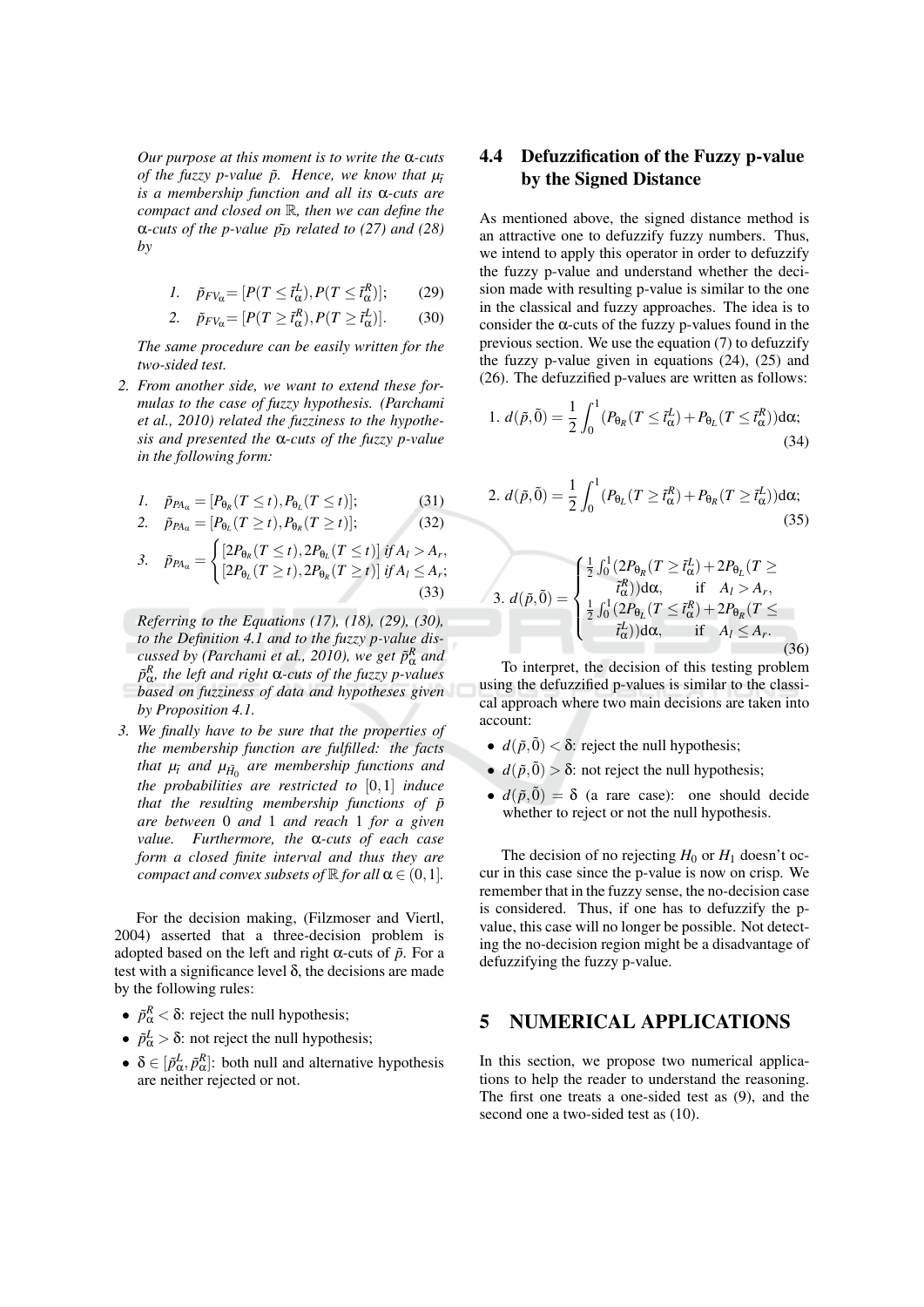*Our purpose at this moment is to write the α-cuts of the fuzzy p-value $\tilde{p}$. Hence, we know that $\mu_{\tilde{t}}$ is a membership function and all its α-cuts are compact and closed on $\mathbb{R}$, then we can define the α-cuts of the p-value $\tilde{p}_D$ related to (27) and (28) by*

$$1. \quad \tilde{p}_{FV_\alpha} = [P(T \leq \tilde{t}^L_\alpha), P(T \leq \tilde{t}^R_\alpha)]; \tag{29}$$

$$2. \quad \tilde{p}_{FV_\alpha} = [P(T \geq \tilde{t}^R_\alpha), P(T \geq \tilde{t}^L_\alpha)]. \tag{30}$$

*The same procedure can be easily written for the two-sided test.*

2. *From another side, we want to extend these formulas to the case of fuzzy hypothesis. (Parchami et al., 2010) related the fuzziness to the hypothesis and presented the α-cuts of the fuzzy p-value in the following form:*

$$1. \quad \tilde{p}_{PA_\alpha} = [P_{\theta_R}(T \leq t), P_{\theta_L}(T \leq t)]; \tag{31}$$

$$2. \quad \tilde{p}_{PA_\alpha} = [P_{\theta_L}(T \geq t), P_{\theta_R}(T \geq t)]; \tag{32}$$

$$3. \quad \tilde{p}_{PA_\alpha} = \begin{cases} [2P_{\theta_R}(T \leq t), 2P_{\theta_L}(T \leq t)] \text{ if } A_l > A_r, \\ [2P_{\theta_L}(T \geq t), 2P_{\theta_R}(T \geq t)] \text{ if } A_l \leq A_r; \end{cases} \tag{33}$$

*Referring to the Equations (17), (18), (29), (30), to the Definition 4.1 and to the fuzzy p-value discussed by (Parchami et al., 2010), we get $\tilde{p}^R_\alpha$ and $\tilde{p}^R_\alpha$, the left and right α-cuts of the fuzzy p-values based on fuzziness of data and hypotheses given by Proposition 4.1.*

3. *We finally have to be sure that the properties of the membership function are fulfilled: the facts that $\mu_{\tilde{t}}$ and $\mu_{\tilde{H}_0}$ are membership functions and the probabilities are restricted to $[0,1]$ induce that the resulting membership functions of $\tilde{p}$ are between 0 and 1 and reach 1 for a given value. Furthermore, the α-cuts of each case form a closed finite interval and thus they are compact and convex subsets of $\mathbb{R}$ for all $\alpha \in (0,1]$.*

For the decision making, (Filzmoser and Viertl, 2004) asserted that a three-decision problem is adopted based on the left and right α-cuts of $\tilde{p}$. For a test with a significance level δ, the decisions are made by the following rules:

- $\tilde{p}^R_\alpha < \delta$: reject the null hypothesis;
- $\tilde{p}^L_\alpha > \delta$: not reject the null hypothesis;
- $\delta \in [\tilde{p}^L_\alpha, \tilde{p}^R_\alpha]$: both null and alternative hypothesis are neither rejected or not.

## 4.4 Defuzzification of the Fuzzy p-value by the Signed Distance

As mentioned above, the signed distance method is an attractive one to defuzzify fuzzy numbers. Thus, we intend to apply this operator in order to defuzzify the fuzzy p-value and understand whether the decision made with resulting p-value is similar to the one in the classical and fuzzy approaches. The idea is to consider the α-cuts of the fuzzy p-values found in the previous section. We use the equation (7) to defuzzify the fuzzy p-value given in equations (24), (25) and (26). The defuzzified p-values are written as follows:

$$1. \; d(\tilde{p}, \tilde{0}) = \frac{1}{2}\int_0^1 (P_{\theta_R}(T \leq \tilde{t}^L_\alpha) + P_{\theta_L}(T \leq \tilde{t}^R_\alpha))\mathrm{d}\alpha; \tag{34}$$

$$2. \; d(\tilde{p}, \tilde{0}) = \frac{1}{2}\int_0^1 (P_{\theta_L}(T \geq \tilde{t}^R_\alpha) + P_{\theta_R}(T \geq \tilde{t}^L_\alpha))\mathrm{d}\alpha; \tag{35}$$

$$3. \; d(\tilde{p}, \tilde{0}) = \begin{cases} \frac{1}{2}\int_0^1 (2P_{\theta_R}(T \geq \tilde{t}^L_\alpha) + 2P_{\theta_L}(T \geq \tilde{t}^R_\alpha))\mathrm{d}\alpha, & \text{if } \; A_l > A_r, \\ \frac{1}{2}\int_0^1 (2P_{\theta_L}(T \leq \tilde{t}^R_\alpha) + 2P_{\theta_R}(T \leq \tilde{t}^L_\alpha))\mathrm{d}\alpha, & \text{if } \; A_l \leq A_r. \end{cases} \tag{36}$$

To interpret, the decision of this testing problem using the defuzzified p-values is similar to the classical approach where two main decisions are taken into account:

- $d(\tilde{p}, \tilde{0}) < \delta$: reject the null hypothesis;
- $d(\tilde{p}, \tilde{0}) > \delta$: not reject the null hypothesis;
- $d(\tilde{p}, \tilde{0}) = \delta$ (a rare case): one should decide whether to reject or not the null hypothesis.

The decision of no rejecting $H_0$ or $H_1$ doesn't occur in this case since the p-value is now on crisp. We remember that in the fuzzy sense, the no-decision case is considered. Thus, if one has to defuzzify the p-value, this case will no longer be possible. Not detecting the no-decision region might be a disadvantage of defuzzifying the fuzzy p-value.

# 5 NUMERICAL APPLICATIONS

In this section, we propose two numerical applications to help the reader to understand the reasoning. The first one treats a one-sided test as (9), and the second one a two-sided test as (10).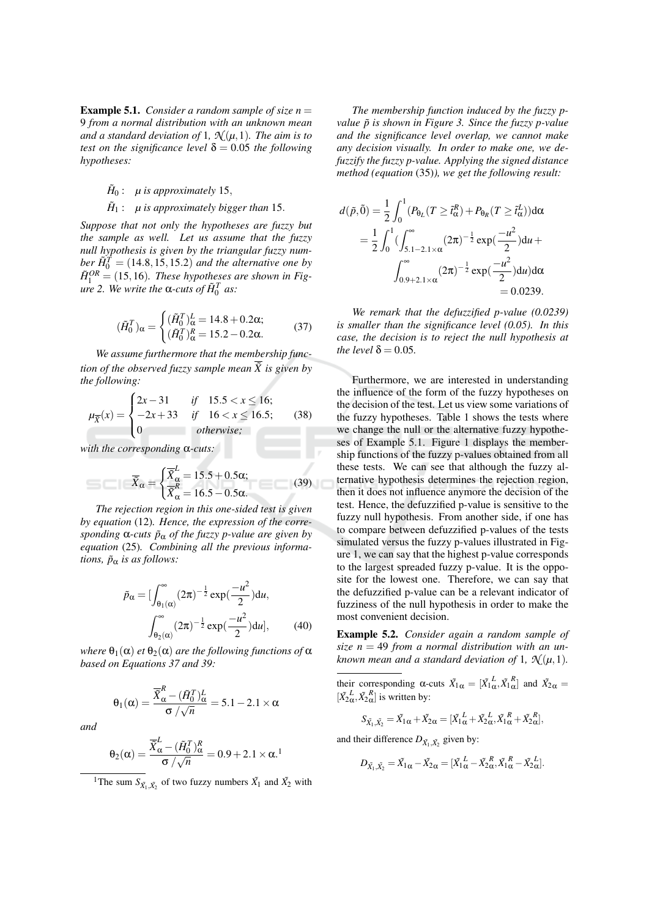**Example 5.1.** *Consider a random sample of size $n = 9$ from a normal distribution with an unknown mean and a standard deviation of 1, $\mathcal{N}(\mu, 1)$. The aim is to test on the significance level $\delta = 0.05$ the following hypotheses:*

$$\tilde{H}_0: \quad \mu \text{ is approximately } 15,$$
$$\tilde{H}_1: \quad \mu \text{ is approximately bigger than } 15.$$

*Suppose that not only the hypotheses are fuzzy but the sample as well. Let us assume that the fuzzy null hypothesis is given by the triangular fuzzy number $\tilde{H}_0^T = (14.8, 15, 15.2)$ and the alternative one by $\tilde{H}_1^{OR} = (15, 16)$. These hypotheses are shown in Figure 2. We write the $\alpha$-cuts of $\tilde{H}_0^T$ as:*

$$(\tilde{H}_0^T)_\alpha = \begin{cases} (\tilde{H}_0^T)_\alpha^L = 14.8 + 0.2\alpha; \\ (\tilde{H}_0^T)_\alpha^R = 15.2 - 0.2\alpha. \end{cases} \tag{37}$$

*We assume furthermore that the membership function of the observed fuzzy sample mean $\overline{\tilde{X}}$ is given by the following:*

$$\mu_{\overline{\tilde{X}}}(x) = \begin{cases} 2x - 31 & \text{if} \quad 15.5 < x \leq 16; \\ -2x + 33 & \text{if} \quad 16 < x \leq 16.5; \\ 0 & \text{otherwise;} \end{cases} \tag{38}$$

*with the corresponding $\alpha$-cuts:*

$$\overline{\tilde{X}}_\alpha = \begin{cases} \overline{\tilde{X}}_\alpha^L = 15.5 + 0.5\alpha; \\ \overline{\tilde{X}}_\alpha^R = 16.5 - 0.5\alpha. \end{cases} \tag{39}$$

*The rejection region in this one-sided test is given by equation (12). Hence, the expression of the corresponding $\alpha$-cuts $\tilde{p}_\alpha$ of the fuzzy p-value are given by equation (25). Combining all the previous informations, $\tilde{p}_\alpha$ is as follows:*

$$\tilde{p}_\alpha = [\int_{\theta_1(\alpha)}^{\infty} (2\pi)^{-\frac{1}{2}} \exp(\frac{-u^2}{2}) \mathrm{d}u, \int_{\theta_2(\alpha)}^{\infty} (2\pi)^{-\frac{1}{2}} \exp(\frac{-u^2}{2}) \mathrm{d}u], \tag{40}$$

*where $\theta_1(\alpha)$ et $\theta_2(\alpha)$ are the following functions of $\alpha$ based on Equations 37 and 39:*

$$\theta_1(\alpha) = \frac{\overline{\tilde{X}}_\alpha^R - (\tilde{H}_0^T)_\alpha^L}{\sigma / \sqrt{n}} = 5.1 - 2.1 \times \alpha$$

*and*

$$\theta_2(\alpha) = \frac{\overline{\tilde{X}}_\alpha^L - (\tilde{H}_0^T)_\alpha^R}{\sigma / \sqrt{n}} = 0.9 + 2.1 \times \alpha.$$[1]

*The membership function induced by the fuzzy p-value $\tilde{p}$ is shown in Figure 3. Since the fuzzy p-value and the significance level overlap, we cannot make any decision visually. In order to make one, we defuzzify the fuzzy p-value. Applying the signed distance method (equation (35)), we get the following result:*

$$\begin{aligned} d(\tilde{p}, \tilde{0}) &= \frac{1}{2} \int_0^1 (P_{\theta_L}(T \geq \tilde{t}_\alpha^R) + P_{\theta_R}(T \geq \tilde{t}_\alpha^L)) \mathrm{d}\alpha \\ &= \frac{1}{2} \int_0^1 (\int_{5.1 - 2.1 \times \alpha}^{\infty} (2\pi)^{-\frac{1}{2}} \exp(\frac{-u^2}{2}) \mathrm{d}u + \\ &\qquad \int_{0.9 + 2.1 \times \alpha}^{\infty} (2\pi)^{-\frac{1}{2}} \exp(\frac{-u^2}{2}) \mathrm{d}u) \mathrm{d}\alpha \\ &= 0.0239. \end{aligned}$$

*We remark that the defuzzified p-value (0.0239) is smaller than the significance level (0.05). In this case, the decision is to reject the null hypothesis at the level $\delta = 0.05$.*

Furthermore, we are interested in understanding the influence of the form of the fuzzy hypotheses on the decision of the test. Let us view some variations of the fuzzy hypotheses. Table 1 shows the tests where we change the null or the alternative fuzzy hypotheses of Example 5.1. Figure 1 displays the membership functions of the fuzzy p-values obtained from all these tests. We can see that although the fuzzy alternative hypothesis determines the rejection region, then it does not influence anymore the decision of the test. Hence, the defuzzified p-value is sensitive to the fuzzy null hypothesis. From another side, if one has to compare between defuzzified p-values of the tests simulated versus the fuzzy p-values illustrated in Figure 1, we can say that the highest p-value corresponds to the largest spreaded fuzzy p-value. It is the opposite for the lowest one. Therefore, we can say that the defuzzified p-value can be a relevant indicator of fuzziness of the null hypothesis in order to make the most convenient decision.

**Example 5.2.** *Consider again a random sample of size $n = 49$ from a normal distribution with an unknown mean and a standard deviation of 1, $\mathcal{N}(\mu, 1)$.*

---

[1] The sum $S_{\tilde{X}_1, \tilde{X}_2}$ of two fuzzy numbers $\tilde{X}_1$ and $\tilde{X}_2$ with their corresponding $\alpha$-cuts $\tilde{X}_{1\alpha} = [\tilde{X}_{1\alpha}^L, \tilde{X}_{1\alpha}^R]$ and $\tilde{X}_{2\alpha} = [\tilde{X}_{2\alpha}^L, \tilde{X}_{2\alpha}^R]$ is written by:

$$S_{\tilde{X}_1, \tilde{X}_2} = \tilde{X}_{1\alpha} + \tilde{X}_{2\alpha} = [\tilde{X}_{1\alpha}^L + \tilde{X}_{2\alpha}^L, \tilde{X}_{1\alpha}^R + \tilde{X}_{2\alpha}^R],$$

and their difference $D_{\tilde{X}_1, \tilde{X}_2}$ given by:

$$D_{\tilde{X}_1, \tilde{X}_2} = \tilde{X}_{1\alpha} - \tilde{X}_{2\alpha} = [\tilde{X}_{1\alpha}^L - \tilde{X}_{2\alpha}^R, \tilde{X}_{1\alpha}^R - \tilde{X}_{2\alpha}^L].$$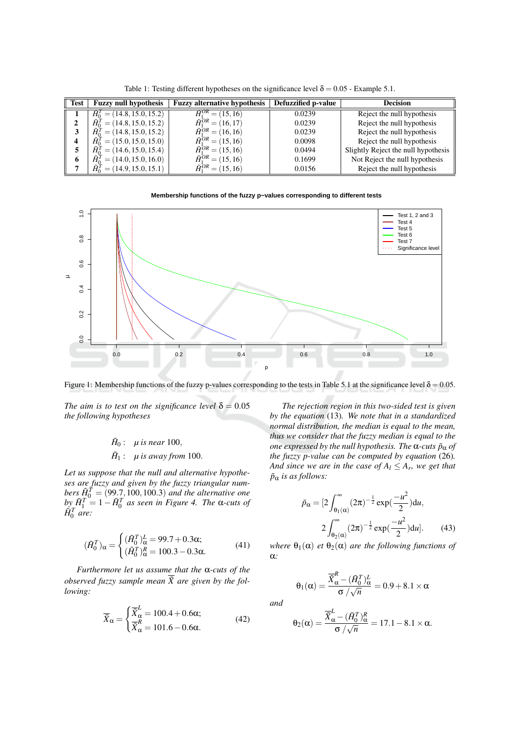Table 1: Testing different hypotheses on the significance level $\delta = 0.05$ - Example 5.1.

| Test | Fuzzy null hypothesis | Fuzzy alternative hypothesis | Defuzzified p-value | Decision |
|---|---|---|---|---|
| **1** | $\tilde{H}_0^T = (14.8, 15.0, 15.2)$ | $\tilde{H}_1^{OR} = (15, 16)$ | 0.0239 | Reject the null hypothesis |
| **2** | $\tilde{H}_0^T = (14.8, 15.0, 15.2)$ | $\tilde{H}_1^{OR} = (16, 17)$ | 0.0239 | Reject the null hypothesis |
| **3** | $\tilde{H}_0^T = (14.8, 15.0, 15.2)$ | $\tilde{H}_1^{OR} = (16, 16)$ | 0.0239 | Reject the null hypothesis |
| **4** | $\tilde{H}_0^T = (15.0, 15.0, 15.0)$ | $\tilde{H}_1^{OR} = (15, 16)$ | 0.0098 | Reject the null hypothesis |
| **5** | $\tilde{H}_0^T = (14.6, 15.0, 15.4)$ | $\tilde{H}_1^{OR} = (15, 16)$ | 0.0494 | Slightly Reject the null hypothesis |
| **6** | $\tilde{H}_0^T = (14.0, 15.0, 16.0)$ | $\tilde{H}_1^{OR} = (15, 16)$ | 0.1699 | Not Reject the null hypothesis |
| **7** | $\tilde{H}_0^T = (14.9, 15.0, 15.1)$ | $\tilde{H}_1^{OR} = (15, 16)$ | 0.0156 | Reject the null hypothesis |

Figure 1: Membership functions of the fuzzy p-values corresponding to the tests in Table 5.1 at the significance level $\delta = 0.05$.

*The aim is to test on the significance level $\delta = 0.05$ the following hypotheses*

$$\tilde{H}_0: \quad \mu \text{ is near } 100,$$
$$\tilde{H}_1: \quad \mu \text{ is away from } 100.$$

*Let us suppose that the null and alternative hypotheses are fuzzy and given by the fuzzy triangular numbers $\tilde{H}_0^T = (99.7, 100, 100.3)$ and the alternative one by $\tilde{H}_1^T = 1 - \tilde{H}_0^T$ as seen in Figure 4. The $\alpha$-cuts of $\tilde{H}_0^T$ are:*

$$(\tilde{H}_0^T)_\alpha = \begin{cases} (\tilde{H}_0^T)_\alpha^L = 99.7 + 0.3\alpha; \\ (\tilde{H}_0^T)_\alpha^R = 100.3 - 0.3\alpha. \end{cases} \tag{41}$$

*Furthermore let us assume that the $\alpha$-cuts of the observed fuzzy sample mean $\overline{\tilde{X}}$ are given by the following:*

$$\overline{\tilde{X}}_\alpha = \begin{cases} \overline{\tilde{X}}_\alpha^L = 100.4 + 0.6\alpha; \\ \overline{\tilde{X}}_\alpha^R = 101.6 - 0.6\alpha. \end{cases} \tag{42}$$

*The rejection region in this two-sided test is given by the equation (13). We note that in a standardized normal distribution, the median is equal to the mean, thus we consider that the fuzzy median is equal to the one expressed by the null hypothesis. The $\alpha$-cuts $\tilde{p}_\alpha$ of the fuzzy p-value can be computed by equation (26). And since we are in the case of $A_l \leq A_r$, we get that $\tilde{p}_\alpha$ is as follows:*

$$\tilde{p}_\alpha = [2\int_{\theta_1(\alpha)}^{\infty} (2\pi)^{-\frac{1}{2}} \exp(\frac{-u^2}{2})du, \\ 2\int_{\theta_2(\alpha)}^{\infty} (2\pi)^{-\frac{1}{2}} \exp(\frac{-u^2}{2})du]. \tag{43}$$

*where $\theta_1(\alpha)$ et $\theta_2(\alpha)$ are the following functions of $\alpha$:*

$$\theta_1(\alpha) = \frac{\overline{\tilde{X}}_\alpha^R - (\tilde{H}_0^T)_\alpha^L}{\sigma / \sqrt{n}} = 0.9 + 8.1 \times \alpha$$

*and*

$$\theta_2(\alpha) = \frac{\overline{\tilde{X}}_\alpha^L - (\tilde{H}_0^T)_\alpha^R}{\sigma / \sqrt{n}} = 17.1 - 8.1 \times \alpha.$$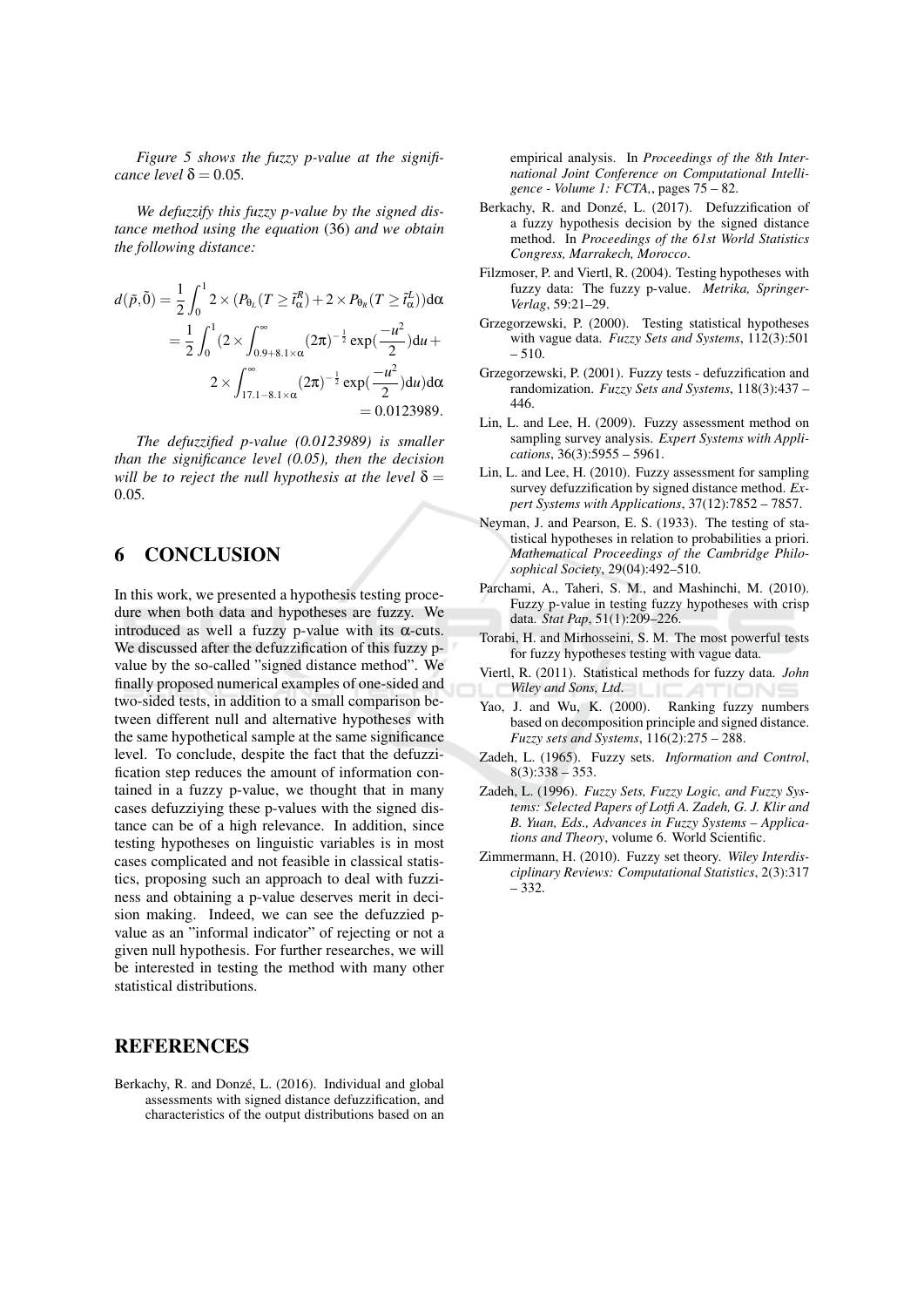*Figure 5 shows the fuzzy p-value at the significance level* $\delta = 0.05$*.*

*We defuzzify this fuzzy p-value by the signed distance method using the equation* (36) *and we obtain the following distance:*

$$
\begin{aligned}
d(\tilde{p},\tilde{0}) &= \frac{1}{2}\int_0^1 2\times(P_{\theta_L}(T \geq \tilde{t}^R_\alpha) + 2\times P_{\theta_R}(T \geq \tilde{t}^L_\alpha))\mathrm{d}\alpha \\
&= \frac{1}{2}\int_0^1 (2\times\int_{0.9+8.1\times\alpha}^{\infty}(2\pi)^{-\frac{1}{2}}\exp(\frac{-u^2}{2})\mathrm{d}u + \\
&\qquad 2\times\int_{17.1-8.1\times\alpha}^{\infty}(2\pi)^{-\frac{1}{2}}\exp(\frac{-u^2}{2})\mathrm{d}u)\mathrm{d}\alpha \\
&= 0.0123989.
\end{aligned}
$$

*The defuzzified p-value (0.0123989) is smaller than the significance level (0.05), then the decision will be to reject the null hypothesis at the level* $\delta = 0.05$.

## 6 CONCLUSION

In this work, we presented a hypothesis testing procedure when both data and hypotheses are fuzzy. We introduced as well a fuzzy p-value with its $\alpha$-cuts. We discussed after the defuzzification of this fuzzy p-value by the so-called "signed distance method". We finally proposed numerical examples of one-sided and two-sided tests, in addition to a small comparison between different null and alternative hypotheses with the same hypothetical sample at the same significance level. To conclude, despite the fact that the defuzzification step reduces the amount of information contained in a fuzzy p-value, we thought that in many cases defuzziying these p-values with the signed distance can be of a high relevance. In addition, since testing hypotheses on linguistic variables is in most cases complicated and not feasible in classical statistics, proposing such an approach to deal with fuzziness and obtaining a p-value deserves merit in decision making. Indeed, we can see the defuzzied p-value as an "informal indicator" of rejecting or not a given null hypothesis. For further researches, we will be interested in testing the method with many other statistical distributions.

## REFERENCES

Berkachy, R. and Donzé, L. (2016). Individual and global assessments with signed distance defuzzification, and characteristics of the output distributions based on an empirical analysis. In *Proceedings of the 8th International Joint Conference on Computational Intelligence - Volume 1: FCTA,*, pages 75 – 82.

Berkachy, R. and Donzé, L. (2017). Defuzzification of a fuzzy hypothesis decision by the signed distance method. In *Proceedings of the 61st World Statistics Congress, Marrakech, Morocco*.

Filzmoser, P. and Viertl, R. (2004). Testing hypotheses with fuzzy data: The fuzzy p-value. *Metrika, Springer-Verlag*, 59:21–29.

Grzegorzewski, P. (2000). Testing statistical hypotheses with vague data. *Fuzzy Sets and Systems*, 112(3):501 – 510.

Grzegorzewski, P. (2001). Fuzzy tests - defuzzification and randomization. *Fuzzy Sets and Systems*, 118(3):437 – 446.

Lin, L. and Lee, H. (2009). Fuzzy assessment method on sampling survey analysis. *Expert Systems with Applications*, 36(3):5955 – 5961.

Lin, L. and Lee, H. (2010). Fuzzy assessment for sampling survey defuzzification by signed distance method. *Expert Systems with Applications*, 37(12):7852 – 7857.

Neyman, J. and Pearson, E. S. (1933). The testing of statistical hypotheses in relation to probabilities a priori. *Mathematical Proceedings of the Cambridge Philosophical Society*, 29(04):492–510.

Parchami, A., Taheri, S. M., and Mashinchi, M. (2010). Fuzzy p-value in testing fuzzy hypotheses with crisp data. *Stat Pap*, 51(1):209–226.

Torabi, H. and Mirhosseini, S. M. The most powerful tests for fuzzy hypotheses testing with vague data.

Viertl, R. (2011). Statistical methods for fuzzy data. *John Wiley and Sons, Ltd*.

Yao, J. and Wu, K. (2000). Ranking fuzzy numbers based on decomposition principle and signed distance. *Fuzzy sets and Systems*, 116(2):275 – 288.

Zadeh, L. (1965). Fuzzy sets. *Information and Control*, 8(3):338 – 353.

Zadeh, L. (1996). *Fuzzy Sets, Fuzzy Logic, and Fuzzy Systems: Selected Papers of Lotfi A. Zadeh, G. J. Klir and B. Yuan, Eds., Advances in Fuzzy Systems – Applications and Theory*, volume 6. World Scientific.

Zimmermann, H. (2010). Fuzzy set theory. *Wiley Interdisciplinary Reviews: Computational Statistics*, 2(3):317 – 332.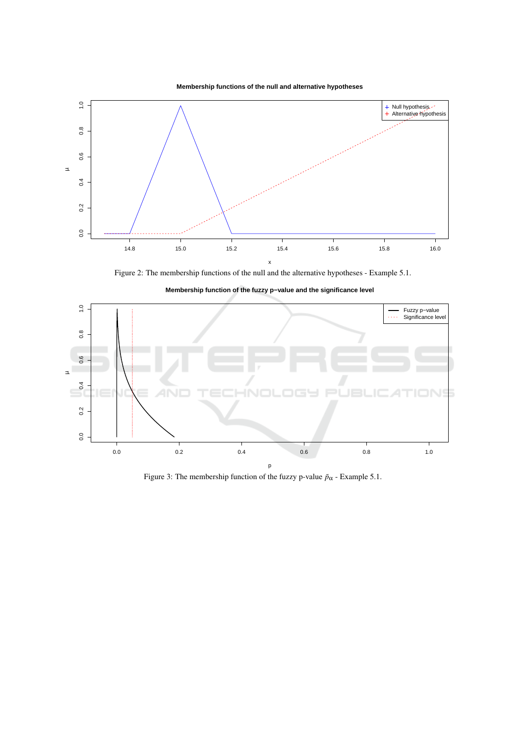Figure 2: The membership functions of the null and the alternative hypotheses - Example 5.1.

Figure 3: The membership function of the fuzzy p-value $\tilde{p}_{\alpha}$ - Example 5.1.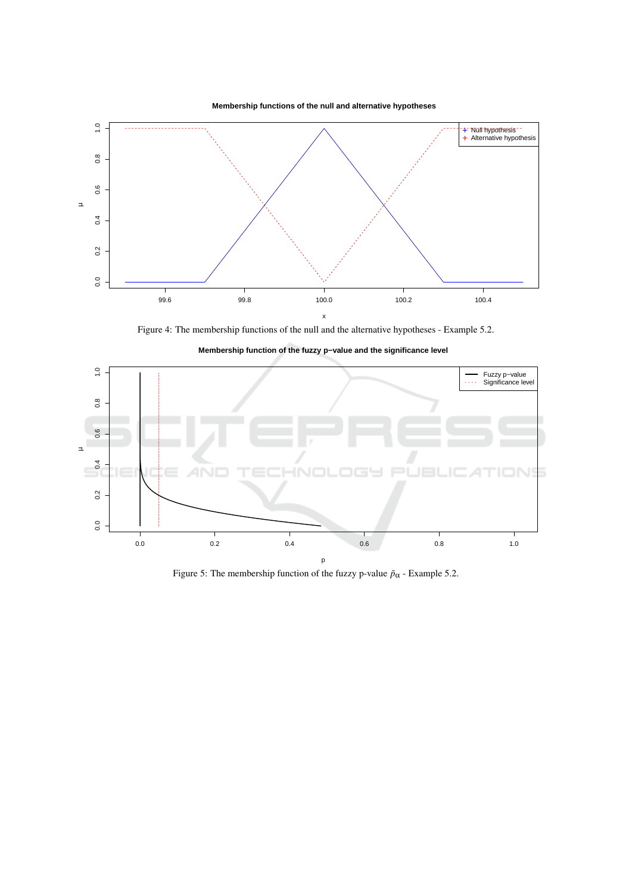Membership functions of the null and alternative hypotheses

μ

1.0
0.8
0.6
0.4
0.2
0.0

99.6
99.8
100.0
100.2
100.4

x

Null hypothesis
Alternative hypothesis

Figure 4: The membership functions of the null and the alternative hypotheses - Example 5.2.

Membership function of the fuzzy p−value and the significance level

μ

1.0
0.8
0.6
0.4
0.2
0.0

0.0
0.2
0.4
0.6
0.8
1.0

p

Fuzzy p−value
Significance level

Figure 5: The membership function of the fuzzy p-value $\tilde{p}_{\alpha}$ - Example 5.2.